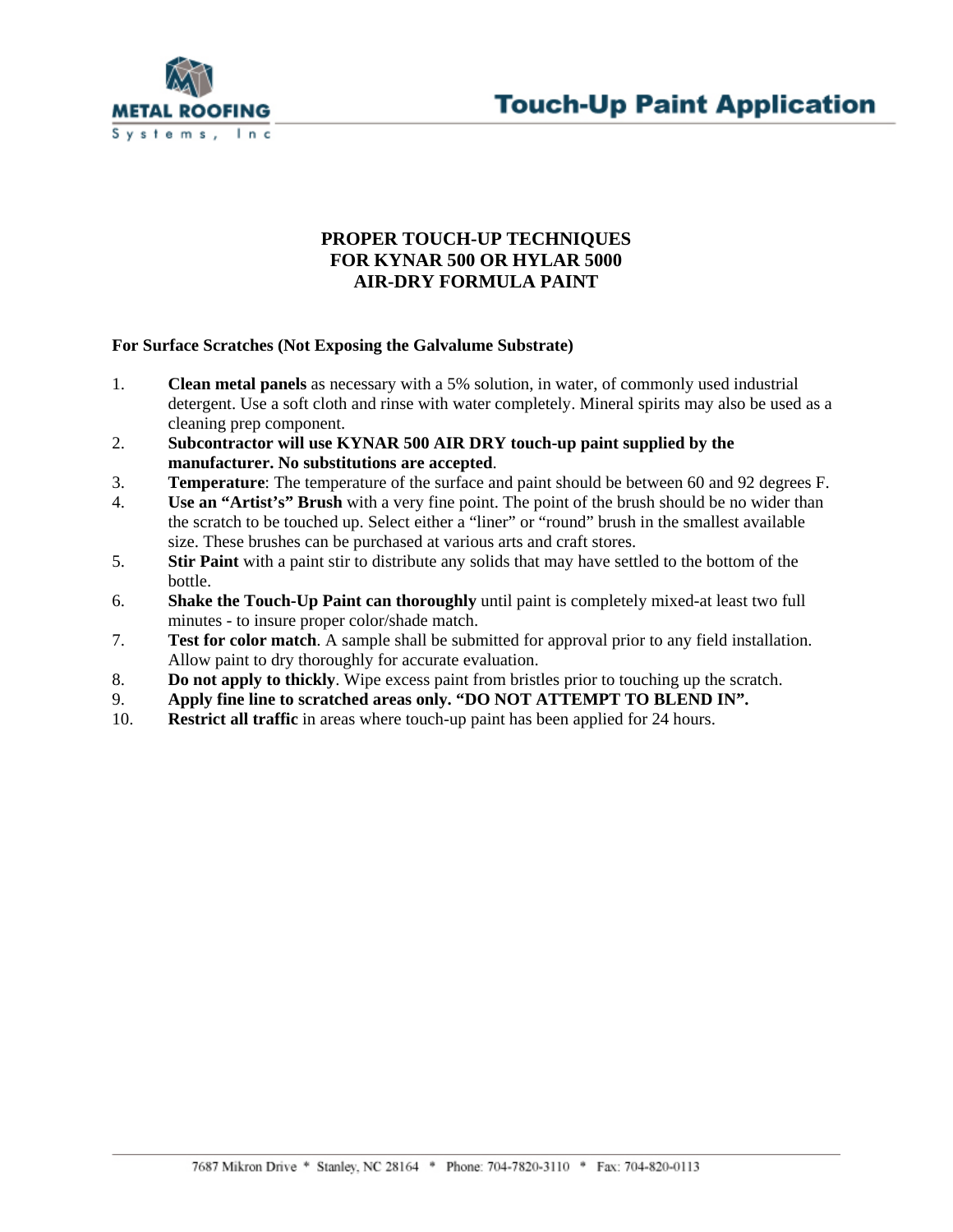METAL ROOFING Systems, Inc

# Touch-Up Paint Application

## PROPER TOUCH-UP TECHNIQUES FOR KYNAR 500 OR HYLAR 5000 AIR-DRY FORMULA PAINT

**For Surface Scratches (Not Exposing the Galvalume Substrate)**

1. **Clean metal panels** as necessary with a 5% solution, in water, of commonly used industrial detergent. Use a soft cloth and rinse with water completely. Mineral spirits may also be used as a cleaning prep component.
2. **Subcontractor will use KYNAR 500 AIR DRY touch-up paint supplied by the manufacturer. No substitutions are accepted**.
3. **Temperature**: The temperature of the surface and paint should be between 60 and 92 degrees F.
4. **Use an "Artist's" Brush** with a very fine point. The point of the brush should be no wider than the scratch to be touched up. Select either a "liner" or "round" brush in the smallest available size. These brushes can be purchased at various arts and craft stores.
5. **Stir Paint** with a paint stir to distribute any solids that may have settled to the bottom of the bottle.
6. **Shake the Touch-Up Paint can thoroughly** until paint is completely mixed-at least two full minutes - to insure proper color/shade match.
7. **Test for color match**. A sample shall be submitted for approval prior to any field installation. Allow paint to dry thoroughly for accurate evaluation.
8. **Do not apply to thickly**. Wipe excess paint from bristles prior to touching up the scratch.
9. **Apply fine line to scratched areas only. "DO NOT ATTEMPT TO BLEND IN".**
10. **Restrict all traffic** in areas where touch-up paint has been applied for 24 hours.

7687 Mikron Drive * Stanley, NC 28164 * Phone: 704-7820-3110 * Fax: 704-820-0113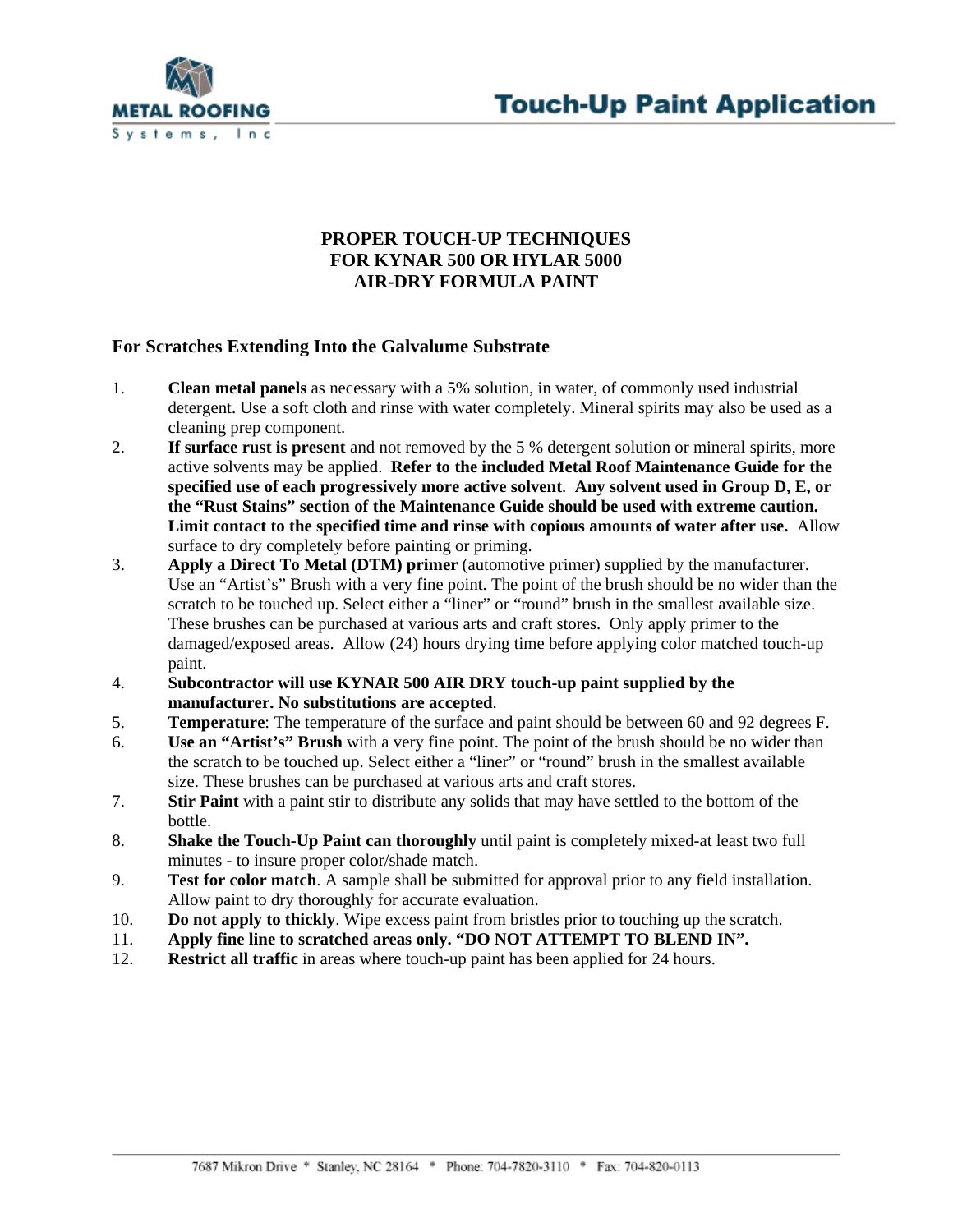# Touch-Up Paint Application

## PROPER TOUCH-UP TECHNIQUES FOR KYNAR 500 OR HYLAR 5000 AIR-DRY FORMULA PAINT

### For Scratches Extending Into the Galvalume Substrate

1. **Clean metal panels** as necessary with a 5% solution, in water, of commonly used industrial detergent. Use a soft cloth and rinse with water completely. Mineral spirits may also be used as a cleaning prep component.
2. **If surface rust is present** and not removed by the 5 % detergent solution or mineral spirits, more active solvents may be applied. **Refer to the included Metal Roof Maintenance Guide for the specified use of each progressively more active solvent**. **Any solvent used in Group D, E, or the "Rust Stains" section of the Maintenance Guide should be used with extreme caution. Limit contact to the specified time and rinse with copious amounts of water after use.** Allow surface to dry completely before painting or priming.
3. **Apply a Direct To Metal (DTM) primer** (automotive primer) supplied by the manufacturer. Use an "Artist's" Brush with a very fine point. The point of the brush should be no wider than the scratch to be touched up. Select either a "liner" or "round" brush in the smallest available size. These brushes can be purchased at various arts and craft stores. Only apply primer to the damaged/exposed areas. Allow (24) hours drying time before applying color matched touch-up paint.
4. **Subcontractor will use KYNAR 500 AIR DRY touch-up paint supplied by the manufacturer. No substitutions are accepted**.
5. **Temperature**: The temperature of the surface and paint should be between 60 and 92 degrees F.
6. **Use an "Artist's" Brush** with a very fine point. The point of the brush should be no wider than the scratch to be touched up. Select either a "liner" or "round" brush in the smallest available size. These brushes can be purchased at various arts and craft stores.
7. **Stir Paint** with a paint stir to distribute any solids that may have settled to the bottom of the bottle.
8. **Shake the Touch-Up Paint can thoroughly** until paint is completely mixed-at least two full minutes - to insure proper color/shade match.
9. **Test for color match**. A sample shall be submitted for approval prior to any field installation. Allow paint to dry thoroughly for accurate evaluation.
10. **Do not apply to thickly**. Wipe excess paint from bristles prior to touching up the scratch.
11. **Apply fine line to scratched areas only. "DO NOT ATTEMPT TO BLEND IN".**
12. **Restrict all traffic** in areas where touch-up paint has been applied for 24 hours.